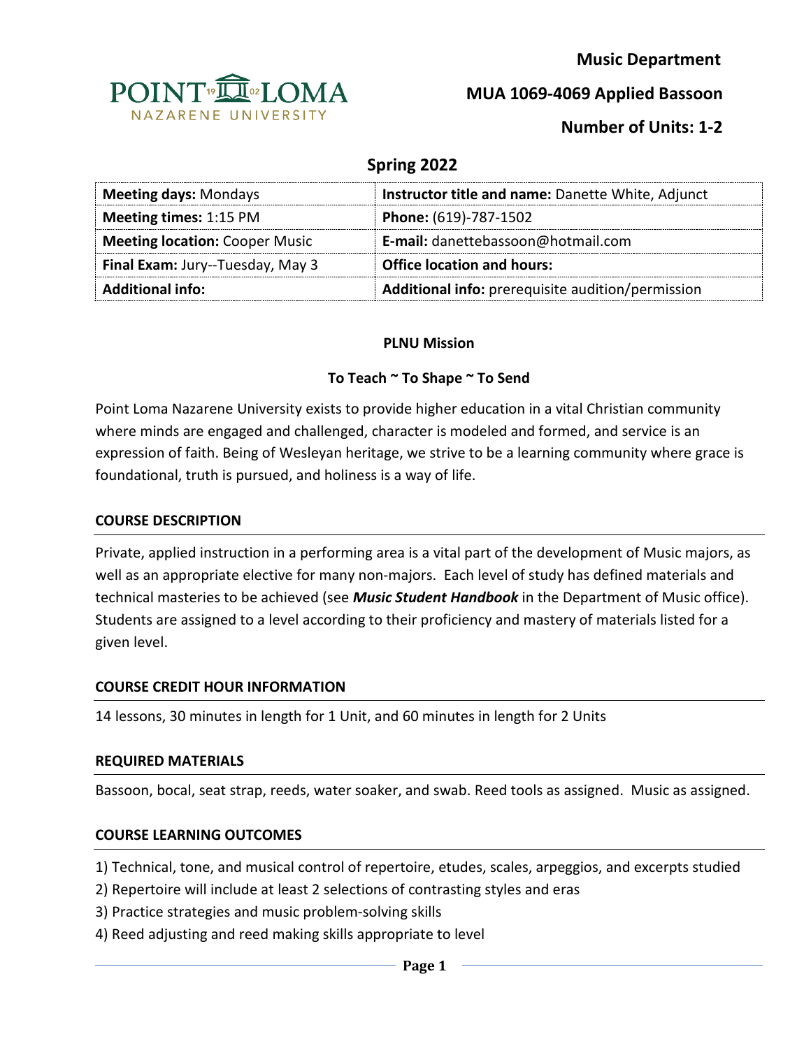**Music Department**

**MUA 1069-4069 Applied Bassoon**

**Number of Units: 1-2**

## Spring 2022

| **Meeting days:** Mondays | **Instructor title and name:** Danette White, Adjunct |
|---|---|
| **Meeting times:** 1:15 PM | **Phone:** (619)-787-1502 |
| **Meeting location:** Cooper Music | **E-mail:** danettebassoon@hotmail.com |
| **Final Exam:** Jury--Tuesday, May 3 | **Office location and hours:** |
| **Additional info:** | **Additional info:** prerequisite audition/permission |

**PLNU Mission**

**To Teach ~ To Shape ~ To Send**

Point Loma Nazarene University exists to provide higher education in a vital Christian community where minds are engaged and challenged, character is modeled and formed, and service is an expression of faith. Being of Wesleyan heritage, we strive to be a learning community where grace is foundational, truth is pursued, and holiness is a way of life.

### COURSE DESCRIPTION

Private, applied instruction in a performing area is a vital part of the development of Music majors, as well as an appropriate elective for many non-majors. Each level of study has defined materials and technical masteries to be achieved (see ***Music Student Handbook*** in the Department of Music office). Students are assigned to a level according to their proficiency and mastery of materials listed for a given level.

### COURSE CREDIT HOUR INFORMATION

14 lessons, 30 minutes in length for 1 Unit, and 60 minutes in length for 2 Units

### REQUIRED MATERIALS

Bassoon, bocal, seat strap, reeds, water soaker, and swab. Reed tools as assigned. Music as assigned.

### COURSE LEARNING OUTCOMES

1) Technical, tone, and musical control of repertoire, etudes, scales, arpeggios, and excerpts studied
2) Repertoire will include at least 2 selections of contrasting styles and eras
3) Practice strategies and music problem-solving skills
4) Reed adjusting and reed making skills appropriate to level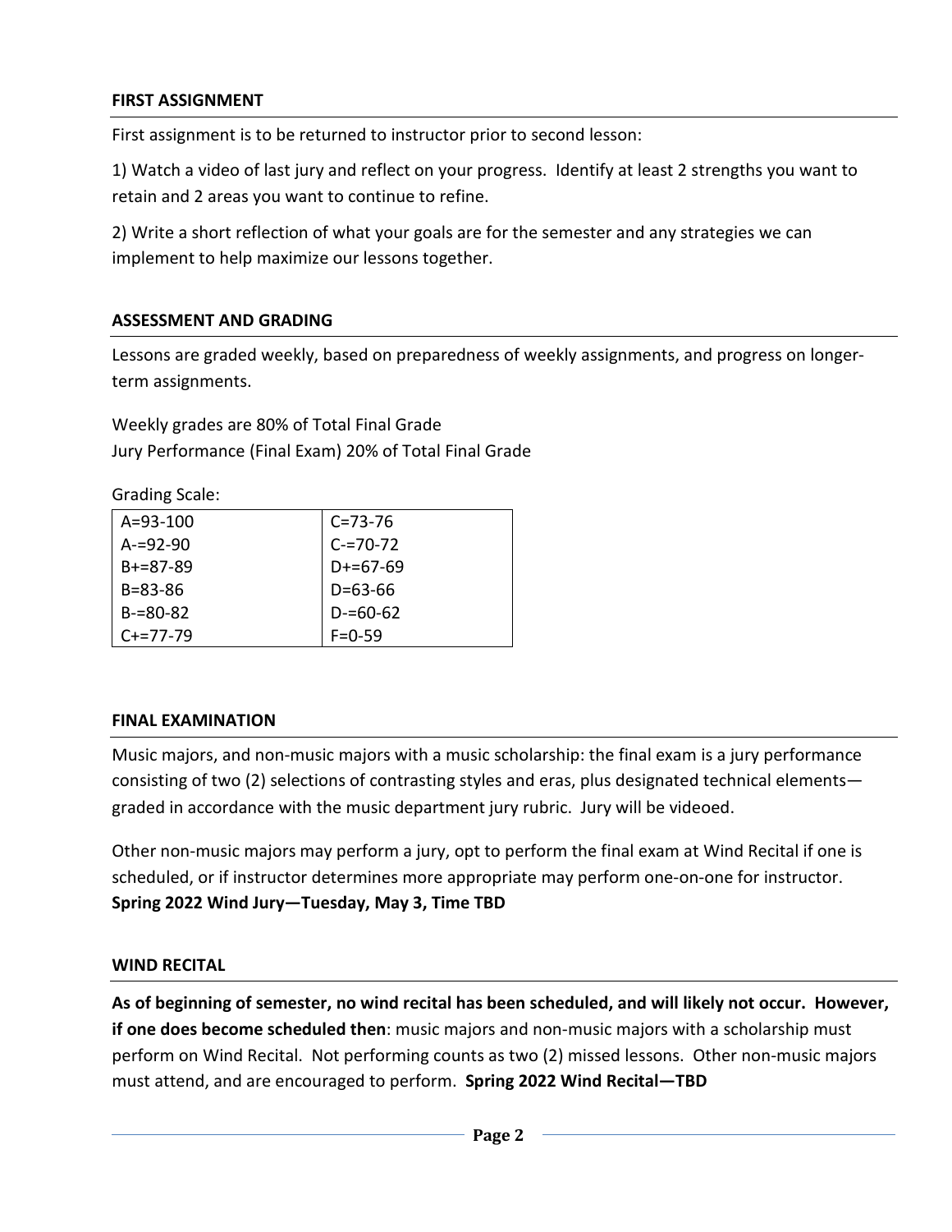## FIRST ASSIGNMENT

First assignment is to be returned to instructor prior to second lesson:

1) Watch a video of last jury and reflect on your progress. Identify at least 2 strengths you want to retain and 2 areas you want to continue to refine.

2) Write a short reflection of what your goals are for the semester and any strategies we can implement to help maximize our lessons together.

## ASSESSMENT AND GRADING

Lessons are graded weekly, based on preparedness of weekly assignments, and progress on longer-term assignments.

Weekly grades are 80% of Total Final Grade
Jury Performance (Final Exam) 20% of Total Final Grade

Grading Scale:

| | |
|---|---|
| A=93-100 | C=73-76 |
| A-=92-90 | C-=70-72 |
| B+=87-89 | D+=67-69 |
| B=83-86 | D=63-66 |
| B-=80-82 | D-=60-62 |
| C+=77-79 | F=0-59 |

## FINAL EXAMINATION

Music majors, and non-music majors with a music scholarship: the final exam is a jury performance consisting of two (2) selections of contrasting styles and eras, plus designated technical elements—graded in accordance with the music department jury rubric. Jury will be videoed.

Other non-music majors may perform a jury, opt to perform the final exam at Wind Recital if one is scheduled, or if instructor determines more appropriate may perform one-on-one for instructor.
**Spring 2022 Wind Jury—Tuesday, May 3, Time TBD**

## WIND RECITAL

**As of beginning of semester, no wind recital has been scheduled, and will likely not occur. However, if one does become scheduled then**: music majors and non-music majors with a scholarship must perform on Wind Recital. Not performing counts as two (2) missed lessons. Other non-music majors must attend, and are encouraged to perform. **Spring 2022 Wind Recital—TBD**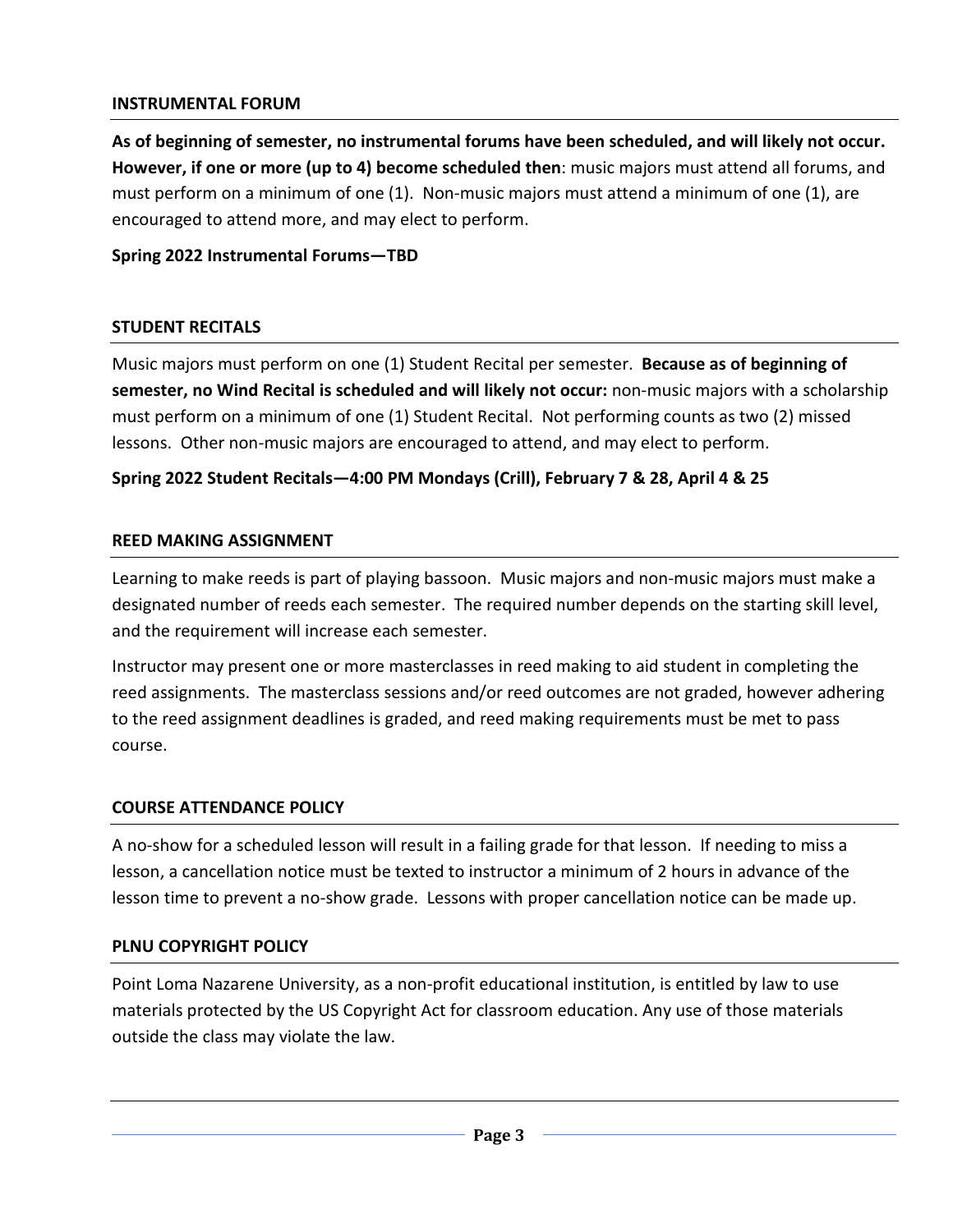## INSTRUMENTAL FORUM

**As of beginning of semester, no instrumental forums have been scheduled, and will likely not occur. However, if one or more (up to 4) become scheduled then**: music majors must attend all forums, and must perform on a minimum of one (1). Non-music majors must attend a minimum of one (1), are encouraged to attend more, and may elect to perform.

**Spring 2022 Instrumental Forums—TBD**

## STUDENT RECITALS

Music majors must perform on one (1) Student Recital per semester. **Because as of beginning of semester, no Wind Recital is scheduled and will likely not occur:** non-music majors with a scholarship must perform on a minimum of one (1) Student Recital. Not performing counts as two (2) missed lessons. Other non-music majors are encouraged to attend, and may elect to perform.

**Spring 2022 Student Recitals—4:00 PM Mondays (Crill), February 7 & 28, April 4 & 25**

## REED MAKING ASSIGNMENT

Learning to make reeds is part of playing bassoon. Music majors and non-music majors must make a designated number of reeds each semester. The required number depends on the starting skill level, and the requirement will increase each semester.

Instructor may present one or more masterclasses in reed making to aid student in completing the reed assignments. The masterclass sessions and/or reed outcomes are not graded, however adhering to the reed assignment deadlines is graded, and reed making requirements must be met to pass course.

## COURSE ATTENDANCE POLICY

A no-show for a scheduled lesson will result in a failing grade for that lesson. If needing to miss a lesson, a cancellation notice must be texted to instructor a minimum of 2 hours in advance of the lesson time to prevent a no-show grade. Lessons with proper cancellation notice can be made up.

## PLNU COPYRIGHT POLICY

Point Loma Nazarene University, as a non-profit educational institution, is entitled by law to use materials protected by the US Copyright Act for classroom education. Any use of those materials outside the class may violate the law.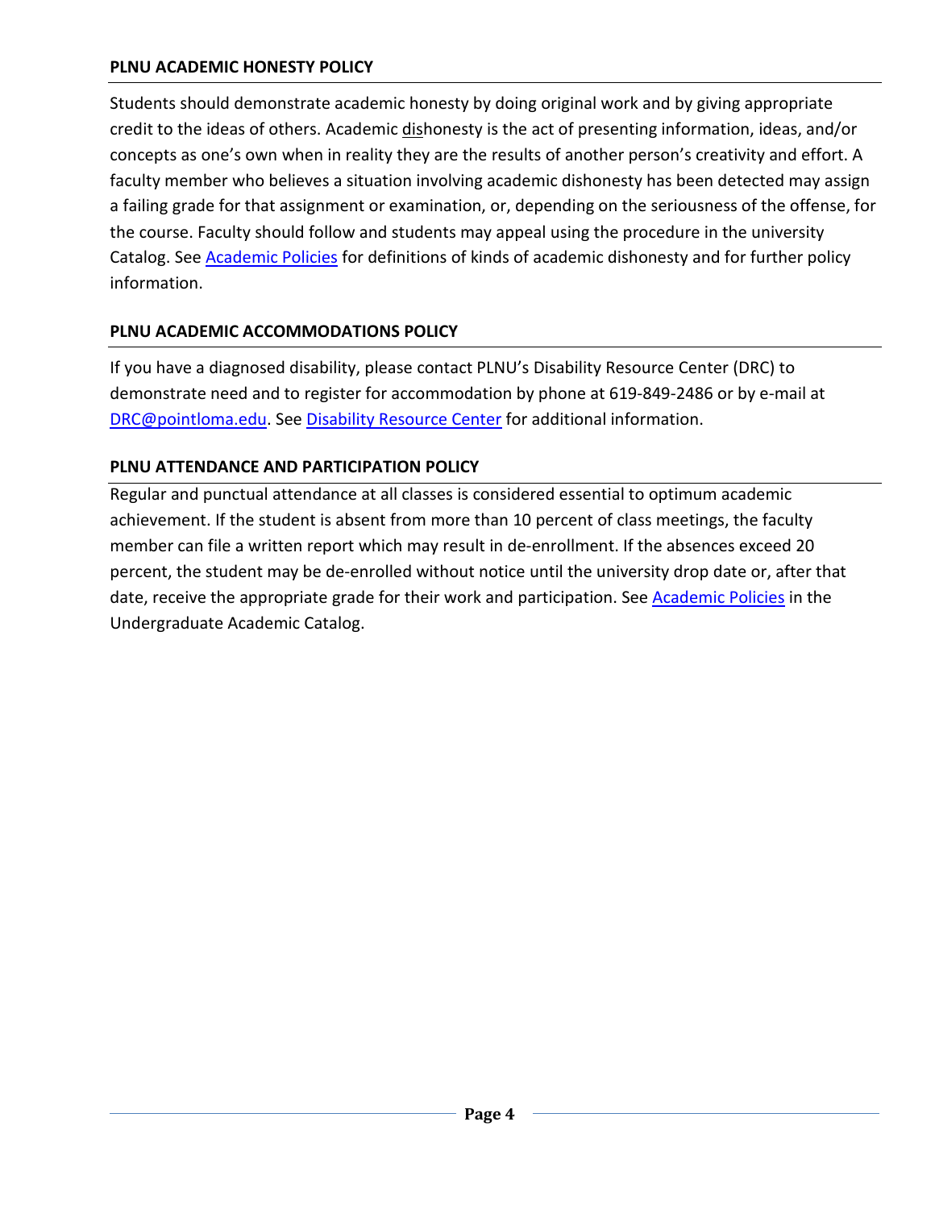### PLNU ACADEMIC HONESTY POLICY

Students should demonstrate academic honesty by doing original work and by giving appropriate credit to the ideas of others. Academic dishonesty is the act of presenting information, ideas, and/or concepts as one's own when in reality they are the results of another person's creativity and effort. A faculty member who believes a situation involving academic dishonesty has been detected may assign a failing grade for that assignment or examination, or, depending on the seriousness of the offense, for the course. Faculty should follow and students may appeal using the procedure in the university Catalog. See Academic Policies for definitions of kinds of academic dishonesty and for further policy information.

### PLNU ACADEMIC ACCOMMODATIONS POLICY

If you have a diagnosed disability, please contact PLNU's Disability Resource Center (DRC) to demonstrate need and to register for accommodation by phone at 619-849-2486 or by e-mail at DRC@pointloma.edu. See Disability Resource Center for additional information.

### PLNU ATTENDANCE AND PARTICIPATION POLICY

Regular and punctual attendance at all classes is considered essential to optimum academic achievement. If the student is absent from more than 10 percent of class meetings, the faculty member can file a written report which may result in de-enrollment. If the absences exceed 20 percent, the student may be de-enrolled without notice until the university drop date or, after that date, receive the appropriate grade for their work and participation. See Academic Policies in the Undergraduate Academic Catalog.